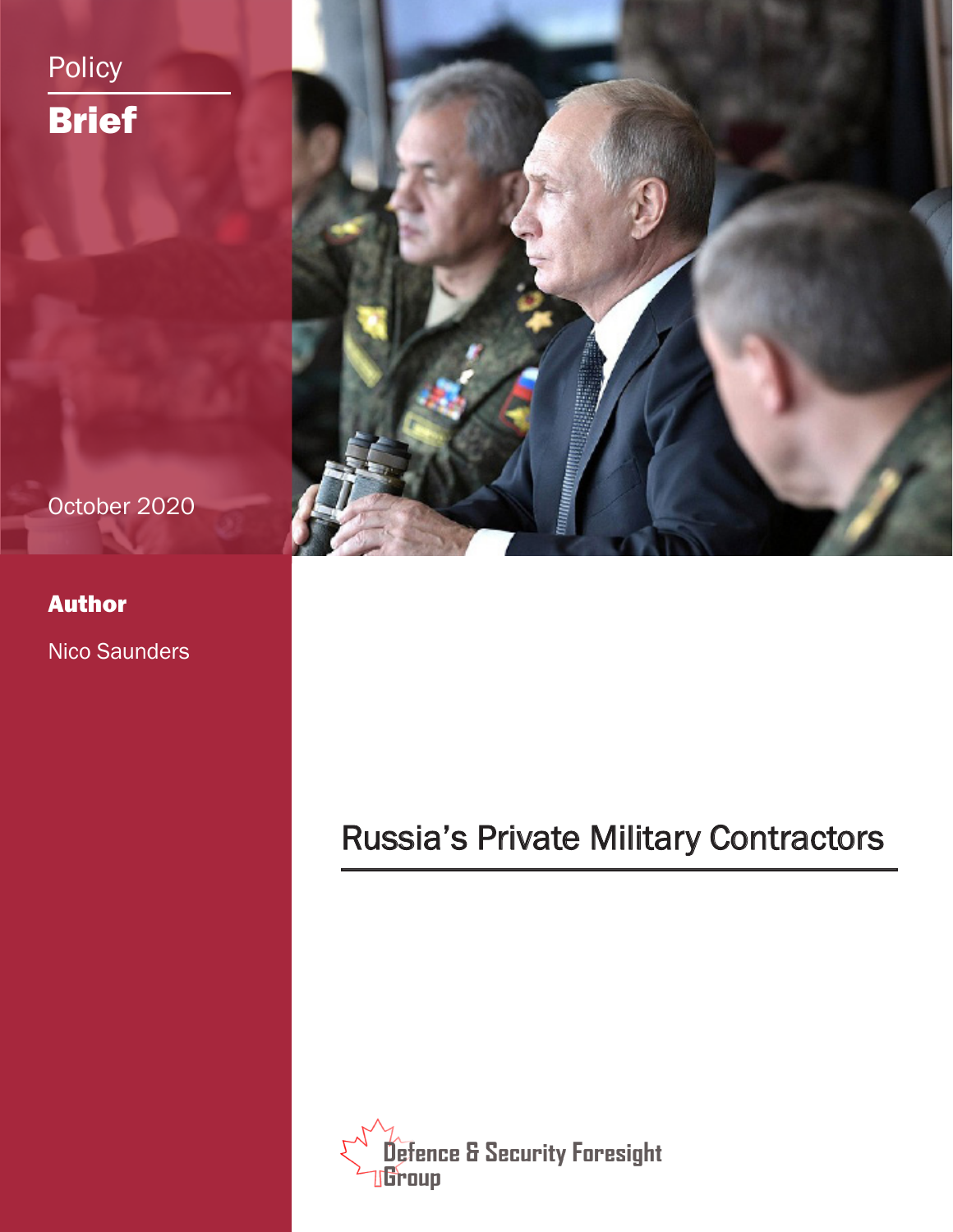Policy

**Brief**

October 2020

**Author**

Nico Saunders

# Russia's Private Military Contractors

Defence & Security Foresight Group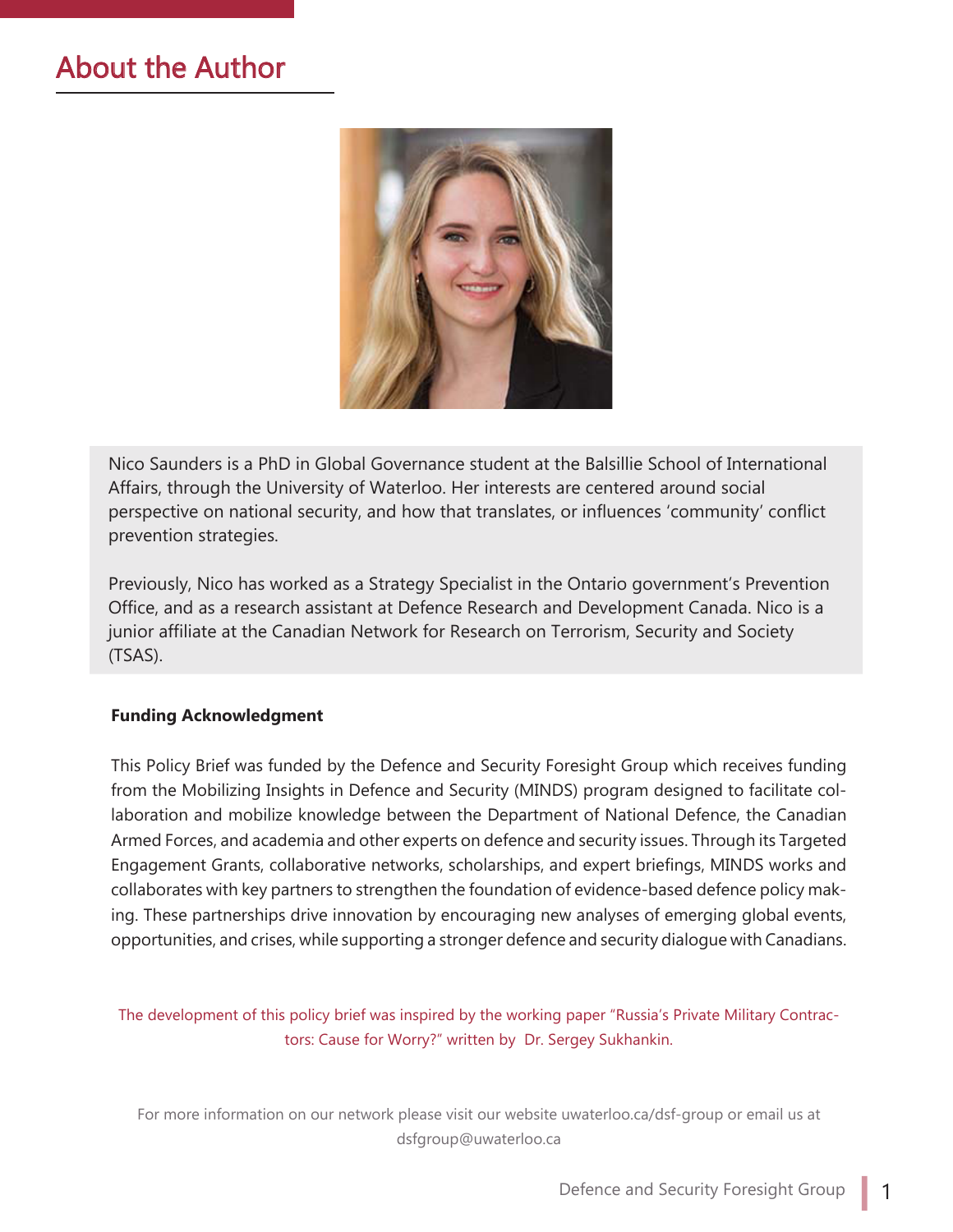## About the Author

Nico Saunders is a PhD in Global Governance student at the Balsillie School of International Affairs, through the University of Waterloo. Her interests are centered around social perspective on national security, and how that translates, or influences 'community' conflict prevention strategies.

Previously, Nico has worked as a Strategy Specialist in the Ontario government's Prevention Office, and as a research assistant at Defence Research and Development Canada. Nico is a junior affiliate at the Canadian Network for Research on Terrorism, Security and Society (TSAS).

**Funding Acknowledgment**

This Policy Brief was funded by the Defence and Security Foresight Group which receives funding from the Mobilizing Insights in Defence and Security (MINDS) program designed to facilitate collaboration and mobilize knowledge between the Department of National Defence, the Canadian Armed Forces, and academia and other experts on defence and security issues. Through its Targeted Engagement Grants, collaborative networks, scholarships, and expert briefings, MINDS works and collaborates with key partners to strengthen the foundation of evidence-based defence policy making. These partnerships drive innovation by encouraging new analyses of emerging global events, opportunities, and crises, while supporting a stronger defence and security dialogue with Canadians.

The development of this policy brief was inspired by the working paper "Russia's Private Military Contractors: Cause for Worry?" written by Dr. Sergey Sukhankin.

For more information on our network please visit our website uwaterloo.ca/dsf-group or email us at dsfgroup@uwaterloo.ca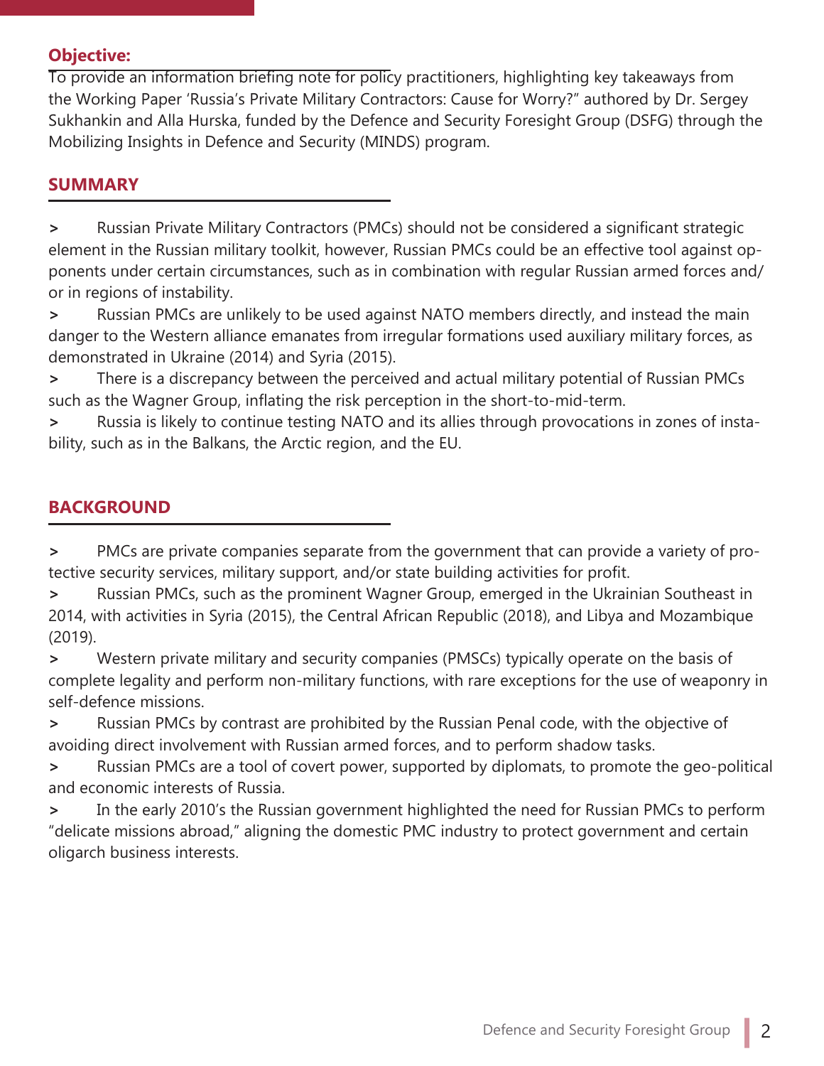**Objective:**

To provide an information briefing note for policy practitioners, highlighting key takeaways from the Working Paper 'Russia's Private Military Contractors: Cause for Worry?" authored by Dr. Sergey Sukhankin and Alla Hurska, funded by the Defence and Security Foresight Group (DSFG) through the Mobilizing Insights in Defence and Security (MINDS) program.

## SUMMARY

> Russian Private Military Contractors (PMCs) should not be considered a significant strategic element in the Russian military toolkit, however, Russian PMCs could be an effective tool against opponents under certain circumstances, such as in combination with regular Russian armed forces and/or in regions of instability.

> Russian PMCs are unlikely to be used against NATO members directly, and instead the main danger to the Western alliance emanates from irregular formations used auxiliary military forces, as demonstrated in Ukraine (2014) and Syria (2015).

> There is a discrepancy between the perceived and actual military potential of Russian PMCs such as the Wagner Group, inflating the risk perception in the short-to-mid-term.

> Russia is likely to continue testing NATO and its allies through provocations in zones of instability, such as in the Balkans, the Arctic region, and the EU.

## BACKGROUND

> PMCs are private companies separate from the government that can provide a variety of protective security services, military support, and/or state building activities for profit.

> Russian PMCs, such as the prominent Wagner Group, emerged in the Ukrainian Southeast in 2014, with activities in Syria (2015), the Central African Republic (2018), and Libya and Mozambique (2019).

> Western private military and security companies (PMSCs) typically operate on the basis of complete legality and perform non-military functions, with rare exceptions for the use of weaponry in self-defence missions.

> Russian PMCs by contrast are prohibited by the Russian Penal code, with the objective of avoiding direct involvement with Russian armed forces, and to perform shadow tasks.

> Russian PMCs are a tool of covert power, supported by diplomats, to promote the geo-political and economic interests of Russia.

> In the early 2010's the Russian government highlighted the need for Russian PMCs to perform "delicate missions abroad," aligning the domestic PMC industry to protect government and certain oligarch business interests.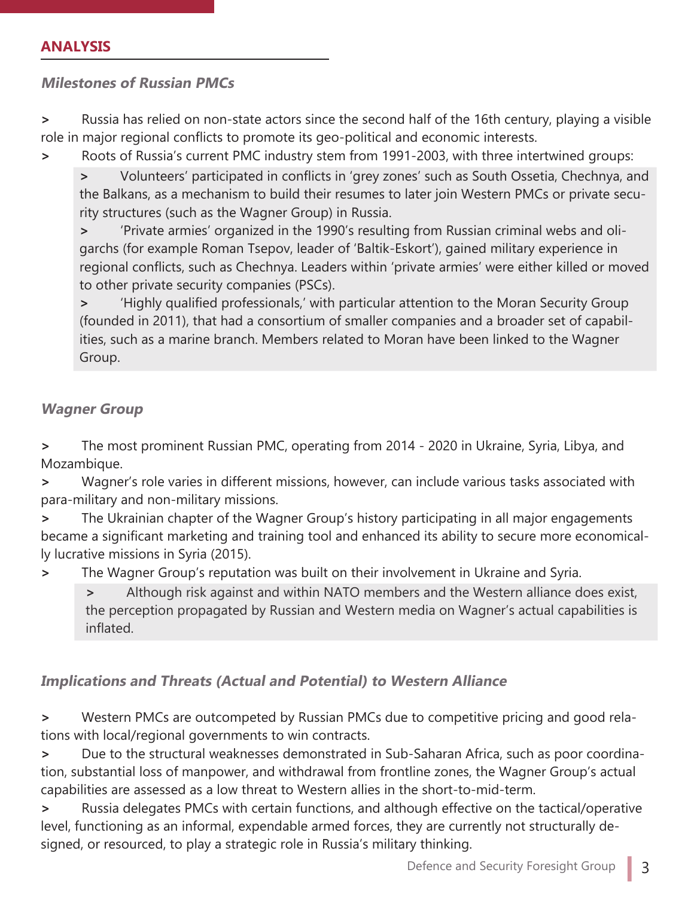## ANALYSIS

### *Milestones of Russian PMCs*

- Russia has relied on non-state actors since the second half of the 16th century, playing a visible role in major regional conflicts to promote its geo-political and economic interests.
- Roots of Russia's current PMC industry stem from 1991-2003, with three intertwined groups:
  - Volunteers' participated in conflicts in 'grey zones' such as South Ossetia, Chechnya, and the Balkans, as a mechanism to build their resumes to later join Western PMCs or private security structures (such as the Wagner Group) in Russia.
  - 'Private armies' organized in the 1990's resulting from Russian criminal webs and oligarchs (for example Roman Tsepov, leader of 'Baltik-Eskort'), gained military experience in regional conflicts, such as Chechnya. Leaders within 'private armies' were either killed or moved to other private security companies (PSCs).
  - 'Highly qualified professionals,' with particular attention to the Moran Security Group (founded in 2011), that had a consortium of smaller companies and a broader set of capabilities, such as a marine branch. Members related to Moran have been linked to the Wagner Group.

### *Wagner Group*

- The most prominent Russian PMC, operating from 2014 - 2020 in Ukraine, Syria, Libya, and Mozambique.
- Wagner's role varies in different missions, however, can include various tasks associated with para-military and non-military missions.
- The Ukrainian chapter of the Wagner Group's history participating in all major engagements became a significant marketing and training tool and enhanced its ability to secure more economically lucrative missions in Syria (2015).
- The Wagner Group's reputation was built on their involvement in Ukraine and Syria.
  - Although risk against and within NATO members and the Western alliance does exist, the perception propagated by Russian and Western media on Wagner's actual capabilities is inflated.

### *Implications and Threats (Actual and Potential) to Western Alliance*

- Western PMCs are outcompeted by Russian PMCs due to competitive pricing and good relations with local/regional governments to win contracts.
- Due to the structural weaknesses demonstrated in Sub-Saharan Africa, such as poor coordination, substantial loss of manpower, and withdrawal from frontline zones, the Wagner Group's actual capabilities are assessed as a low threat to Western allies in the short-to-mid-term.
- Russia delegates PMCs with certain functions, and although effective on the tactical/operative level, functioning as an informal, expendable armed forces, they are currently not structurally designed, or resourced, to play a strategic role in Russia's military thinking.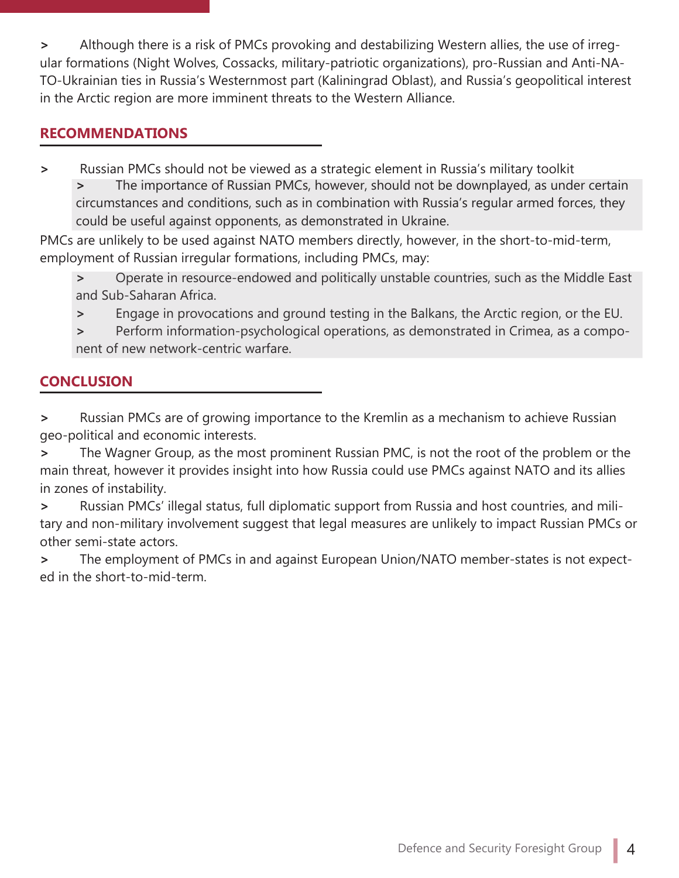> Although there is a risk of PMCs provoking and destabilizing Western allies, the use of irregular formations (Night Wolves, Cossacks, military-patriotic organizations), pro-Russian and Anti-NATO-Ukrainian ties in Russia's Westernmost part (Kaliningrad Oblast), and Russia's geopolitical interest in the Arctic region are more imminent threats to the Western Alliance.

## RECOMMENDATIONS

> Russian PMCs should not be viewed as a strategic element in Russia's military toolkit

> The importance of Russian PMCs, however, should not be downplayed, as under certain circumstances and conditions, such as in combination with Russia's regular armed forces, they could be useful against opponents, as demonstrated in Ukraine.

PMCs are unlikely to be used against NATO members directly, however, in the short-to-mid-term, employment of Russian irregular formations, including PMCs, may:

> Operate in resource-endowed and politically unstable countries, such as the Middle East and Sub-Saharan Africa.

> Engage in provocations and ground testing in the Balkans, the Arctic region, or the EU.

> Perform information-psychological operations, as demonstrated in Crimea, as a component of new network-centric warfare.

## CONCLUSION

> Russian PMCs are of growing importance to the Kremlin as a mechanism to achieve Russian geo-political and economic interests.

> The Wagner Group, as the most prominent Russian PMC, is not the root of the problem or the main threat, however it provides insight into how Russia could use PMCs against NATO and its allies in zones of instability.

> Russian PMCs' illegal status, full diplomatic support from Russia and host countries, and military and non-military involvement suggest that legal measures are unlikely to impact Russian PMCs or other semi-state actors.

> The employment of PMCs in and against European Union/NATO member-states is not expected in the short-to-mid-term.